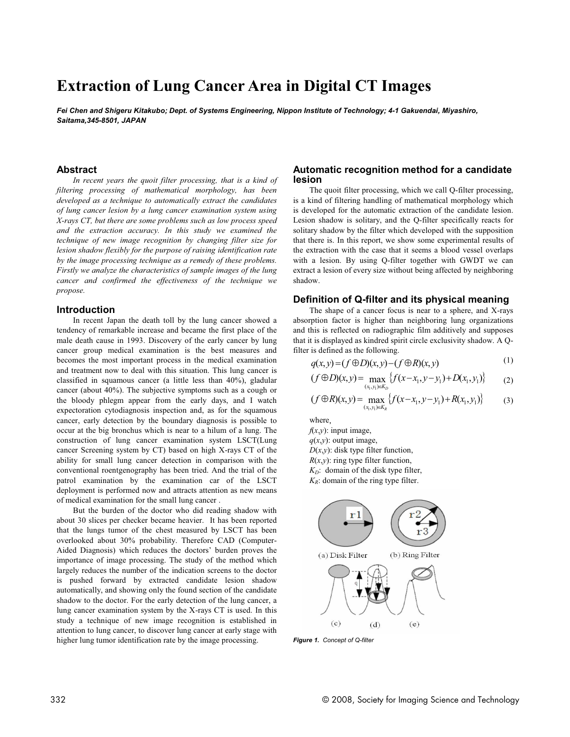# Extraction of Lung Cancer Area in Digital CT Images

***Fei Chen and Shigeru Kitakubo; Dept. of Systems Engineering, Nippon Institute of Technology; 4-1 Gakuendai, Miyashiro, Saitama,345-8501, JAPAN***

## Abstract

*In recent years the quoit filter processing, that is a kind of filtering processing of mathematical morphology, has been developed as a technique to automatically extract the candidates of lung cancer lesion by a lung cancer examination system using X-rays CT, but there are some problems such as low process speed and the extraction accuracy. In this study we examined the technique of new image recognition by changing filter size for lesion shadow flexibly for the purpose of raising identification rate by the image processing technique as a remedy of these problems. Firstly we analyze the characteristics of sample images of the lung cancer and confirmed the effectiveness of the technique we propose.*

## Introduction

In recent Japan the death toll by the lung cancer showed a tendency of remarkable increase and became the first place of the male death cause in 1993. Discovery of the early cancer by lung cancer group medical examination is the best measures and becomes the most important process in the medical examination and treatment now to deal with this situation. This lung cancer is classified in squamous cancer (a little less than 40%), gladular cancer (about 40%). The subjective symptoms such as a cough or the bloody phlegm appear from the early days, and I watch expectoration cytodiagnosis inspection and, as for the squamous cancer, early detection by the boundary diagnosis is possible to occur at the big bronchus which is near to a hilum of a lung. The construction of lung cancer examination system LSCT(Lung cancer Screening system by CT) based on high X-rays CT of the ability for small lung cancer detection in comparison with the conventional roentgenography has been tried. And the trial of the patrol examination by the examination car of the LSCT deployment is performed now and attracts attention as new means of medical examination for the small lung cancer .

But the burden of the doctor who did reading shadow with about 30 slices per checker became heavier. It has been reported that the lungs tumor of the chest measured by LSCT has been overlooked about 30% probability. Therefore CAD (Computer-Aided Diagnosis) which reduces the doctors' burden proves the importance of image processing. The study of the method which largely reduces the number of extracted indication screens to the doctor is pushed forward by extracted candidate lesion shadow automatically, and showing only the found section of the candidate shadow to the doctor. For the early detection of the lung cancer, a lung cancer examination system by the X-rays CT is used. In this study a technique of new image recognition is established in attention to lung cancer, to discover lung cancer at early stage with higher lung tumor identification rate by the image processing.

## Automatic recognition method for a candidate lesion

The quoit filter processing, which we call Q-filter processing, is a kind of filtering handling of mathematical morphology which is developed for the automatic extraction of the candidate lesion. Lesion shadow is solitary, and the Q-filter specifically reacts for solitary shadow by the filter which developed with the supposition that there is. In this report, we show some experimental results of the extraction with the case that it seems a blood vessel overlaps with a lesion. By using Q-filter together with GWDT we can extract a lesion of every size without being affected by neighboring shadow.

## Definition of Q-filter and its physical meaning

The shape of a cancer focus is near to a sphere, and X-rays absorption factor is higher than neighboring lung organizations and this is reflected on radiographic film additively and supposes that it is displayed as kindred spirit circle exclusivity shadow. A Q-filter is defined as the following.

$$q(x,y) = (f \oplus D)(x,y) - (f \oplus R)(x,y) \tag{1}$$

$$(f \oplus D)(x,y) = \max_{(x_1,y_1)\in K_D} \{ f(x-x_1, y-y_1) + D(x_1,y_1) \} \tag{2}$$

$$(f \oplus R)(x,y) = \max_{(x_1,y_1)\in K_R} \{ f(x-x_1, y-y_1) + R(x_1,y_1) \} \tag{3}$$

where,
$f(x,y)$: input image,
$q(x,y)$: output image,
$D(x,y)$: disk type filter function,
$R(x,y)$: ring type filter function,
$K_D$: domain of the disk type filter,
$K_R$: domain of the ring type filter.

***Figure 1.** Concept of Q-filter*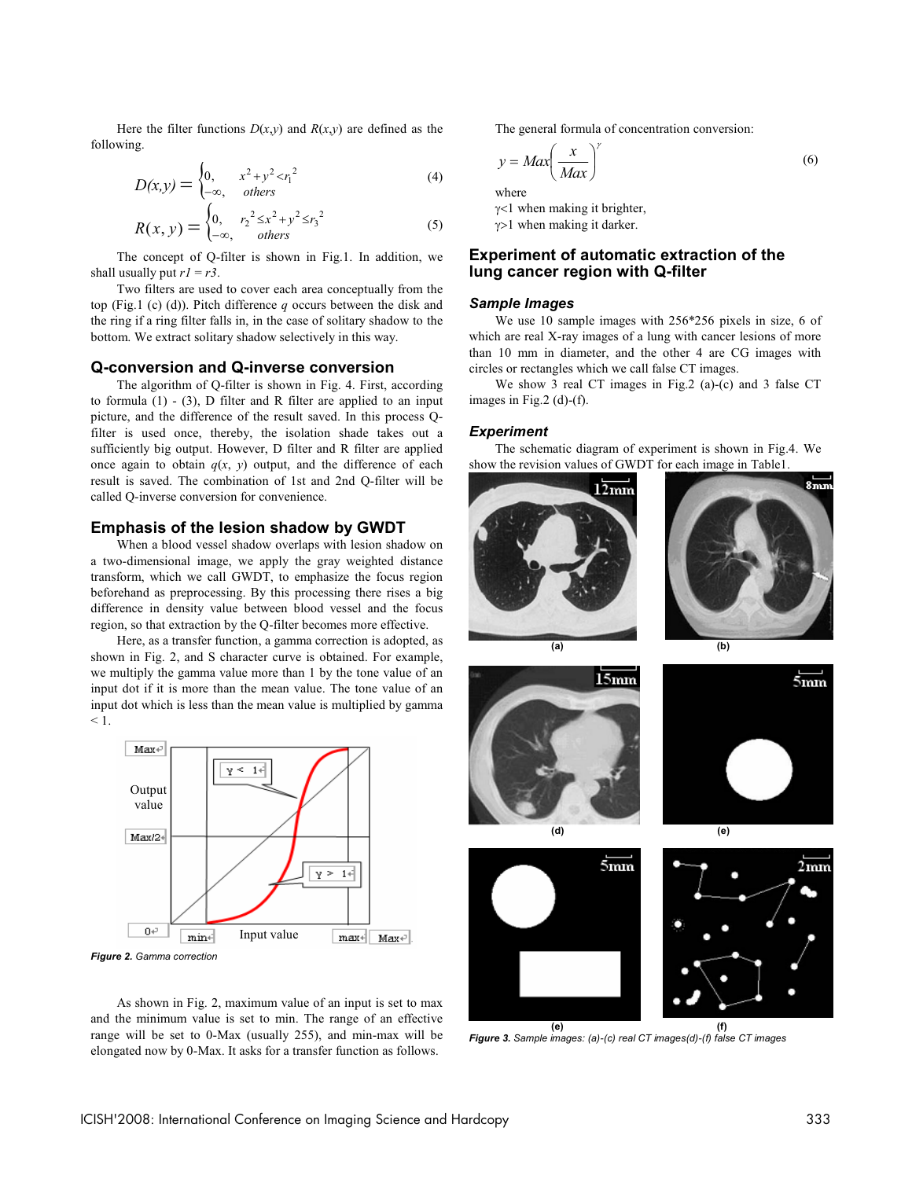Here the filter functions $D(x,y)$ and $R(x,y)$ are defined as the following.

$$D(x,y) = \begin{cases} 0, & x^2+y^2<r_1^2 \\ -\infty, & others \end{cases} \tag{4}$$

$$R(x,y) = \begin{cases} 0, & r_2^2 \le x^2+y^2 \le r_3^2 \\ -\infty, & others \end{cases} \tag{5}$$

The concept of Q-filter is shown in Fig.1. In addition, we shall usually put $r1 = r3$.

Two filters are used to cover each area conceptually from the top (Fig.1 (c) (d)). Pitch difference $q$ occurs between the disk and the ring if a ring filter falls in, in the case of solitary shadow to the bottom. We extract solitary shadow selectively in this way.

## Q-conversion and Q-inverse conversion

The algorithm of Q-filter is shown in Fig. 4. First, according to formula (1) - (3), D filter and R filter are applied to an input picture, and the difference of the result saved. In this process Q-filter is used once, thereby, the isolation shade takes out a sufficiently big output. However, D filter and R filter are applied once again to obtain $q(x, y)$ output, and the difference of each result is saved. The combination of 1st and 2nd Q-filter will be called Q-inverse conversion for convenience.

## Emphasis of the lesion shadow by GWDT

When a blood vessel shadow overlaps with lesion shadow on a two-dimensional image, we apply the gray weighted distance transform, which we call GWDT, to emphasize the focus region beforehand as preprocessing. By this processing there rises a big difference in density value between blood vessel and the focus region, so that extraction by the Q-filter becomes more effective.

Here, as a transfer function, a gamma correction is adopted, as shown in Fig. 2, and S character curve is obtained. For example, we multiply the gamma value more than 1 by the tone value of an input dot if it is more than the mean value. The tone value of an input dot which is less than the mean value is multiplied by gamma < 1.

*Figure 2.* Gamma correction

As shown in Fig. 2, maximum value of an input is set to max and the minimum value is set to min. The range of an effective range will be set to 0-Max (usually 255), and min-max will be elongated now by 0-Max. It asks for a transfer function as follows.

The general formula of concentration conversion:

$$y = Max\left(\frac{x}{Max}\right)^{\gamma} \tag{6}$$

where

$\gamma<1$ when making it brighter,

$\gamma>1$ when making it darker.

## Experiment of automatic extraction of the lung cancer region with Q-filter

### Sample Images

We use 10 sample images with 256*256 pixels in size, 6 of which are real X-ray images of a lung with cancer lesions of more than 10 mm in diameter, and the other 4 are CG images with circles or rectangles which we call false CT images.

We show 3 real CT images in Fig.2 (a)-(c) and 3 false CT images in Fig.2 (d)-(f).

### Experiment

The schematic diagram of experiment is shown in Fig.4. We show the revision values of GWDT for each image in Table1.

*Figure 3.* Sample images: (a)-(c) real CT images(d)-(f) false CT images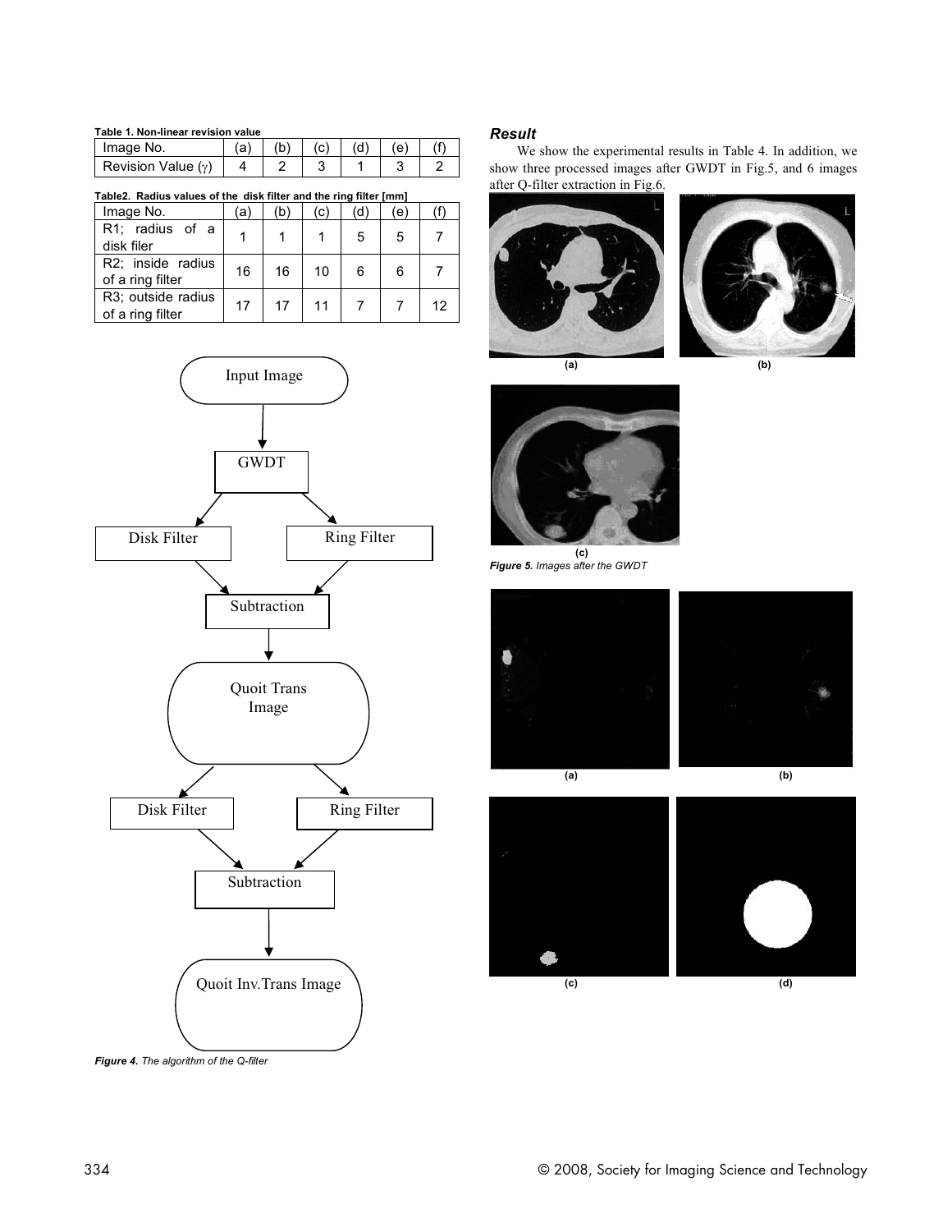**Table 1. Non-linear revision value**

| Image No. | (a) | (b) | (c) | (d) | (e) | (f) |
|---|---|---|---|---|---|---|
| Revision Value ($\gamma$) | 4 | 2 | 3 | 1 | 3 | 2 |

**Table2. Radius values of the disk filter and the ring filter [mm]**

| Image No. | (a) | (b) | (c) | (d) | (e) | (f) |
|---|---|---|---|---|---|---|
| R1; radius of a disk filer | 1 | 1 | 1 | 5 | 5 | 7 |
| R2; inside radius of a ring filter | 16 | 16 | 10 | 6 | 6 | 7 |
| R3; outside radius of a ring filter | 17 | 17 | 11 | 7 | 7 | 12 |

Input Image → GWDT → Disk Filter / Ring Filter → Subtraction → Quoit Trans Image → Disk Filter / Ring Filter → Subtraction → Quoit Inv.Trans Image

***Figure 4.*** *The algorithm of the Q-filter*

### *Result*

We show the experimental results in Table 4. In addition, we show three processed images after GWDT in Fig.5, and 6 images after Q-filter extraction in Fig.6.

(a) (b) (c)

***Figure 5.*** *Images after the GWDT*

(a) (b) (c) (d)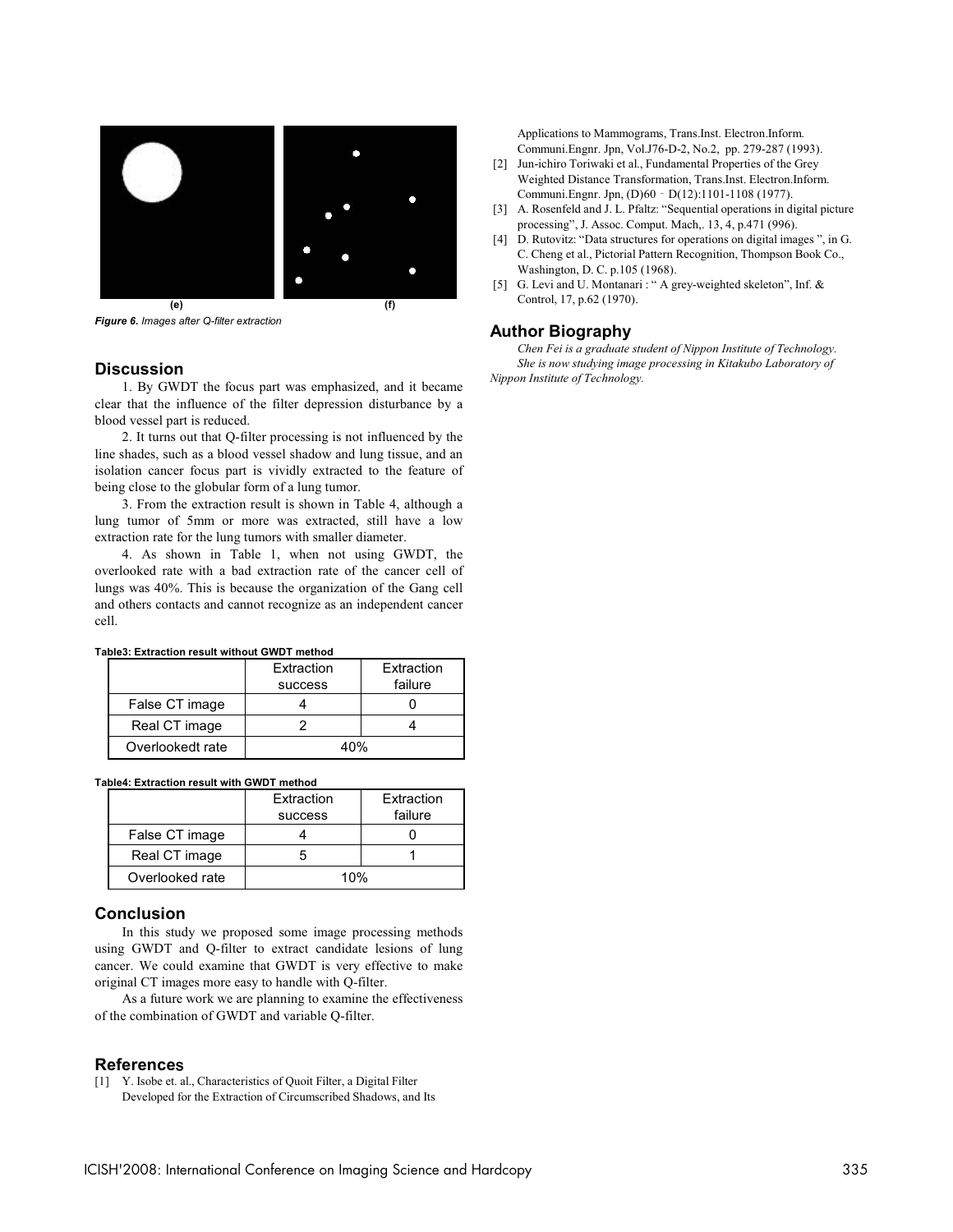(e) (f)

*Figure 6. Images after Q-filter extraction*

## Discussion

1. By GWDT the focus part was emphasized, and it became clear that the influence of the filter depression disturbance by a blood vessel part is reduced.

2. It turns out that Q-filter processing is not influenced by the line shades, such as a blood vessel shadow and lung tissue, and an isolation cancer focus part is vividly extracted to the feature of being close to the globular form of a lung tumor.

3. From the extraction result is shown in Table 4, although a lung tumor of 5mm or more was extracted, still have a low extraction rate for the lung tumors with smaller diameter.

4. As shown in Table 1, when not using GWDT, the overlooked rate with a bad extraction rate of the cancer cell of lungs was 40%. This is because the organization of the Gang cell and others contacts and cannot recognize as an independent cancer cell.

**Table3: Extraction result without GWDT method**

| | Extraction success | Extraction failure |
|---|---|---|
| False CT image | 4 | 0 |
| Real CT image | 2 | 4 |
| Overlookedt rate | 40% | |

**Table4: Extraction result with GWDT method**

| | Extraction success | Extraction failure |
|---|---|---|
| False CT image | 4 | 0 |
| Real CT image | 5 | 1 |
| Overlooked rate | 10% | |

## Conclusion

In this study we proposed some image processing methods using GWDT and Q-filter to extract candidate lesions of lung cancer. We could examine that GWDT is very effective to make original CT images more easy to handle with Q-filter.

As a future work we are planning to examine the effectiveness of the combination of GWDT and variable Q-filter.

## References

[1] Y. Isobe et. al., Characteristics of Quoit Filter, a Digital Filter Developed for the Extraction of Circumscribed Shadows, and Its Applications to Mammograms, Trans.Inst. Electron.Inform. Communi.Engnr. Jpn, Vol.J76-D-2, No.2, pp. 279-287 (1993).

[2] Jun-ichiro Toriwaki et al., Fundamental Properties of the Grey Weighted Distance Transformation, Trans.Inst. Electron.Inform. Communi.Engnr. Jpn, (D)60 - D(12):1101-1108 (1977).

[3] A. Rosenfeld and J. L. Pfaltz: "Sequential operations in digital picture processing", J. Assoc. Comput. Mach,. 13, 4, p.471 (996).

[4] D. Rutovitz: "Data structures for operations on digital images ", in G. C. Cheng et al., Pictorial Pattern Recognition, Thompson Book Co., Washington, D. C. p.105 (1968).

[5] G. Levi and U. Montanari : " A grey-weighted skeleton", Inf. & Control, 17, p.62 (1970).

## Author Biography

*Chen Fei is a graduate student of Nippon Institute of Technology. She is now studying image processing in Kitakubo Laboratory of Nippon Institute of Technology.*